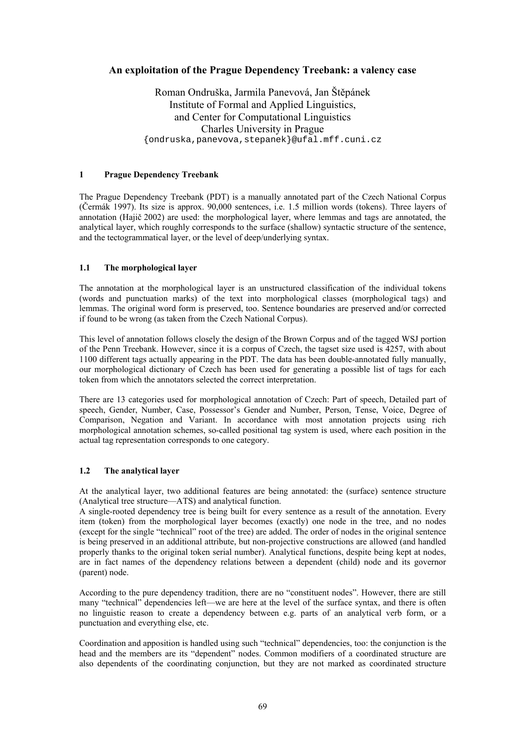# An exploitation of the Prague Dependency Treebank: a valency case

Roman Ondruška, Jarmila Panevová, Jan Štěpánek
Institute of Formal and Applied Linguistics,
and Center for Computational Linguistics
Charles University in Prague
{ondruska,panevova,stepanek}@ufal.mff.cuni.cz

## 1 Prague Dependency Treebank

The Prague Dependency Treebank (PDT) is a manually annotated part of the Czech National Corpus (Čermák 1997). Its size is approx. 90,000 sentences, i.e. 1.5 million words (tokens). Three layers of annotation (Hajič 2002) are used: the morphological layer, where lemmas and tags are annotated, the analytical layer, which roughly corresponds to the surface (shallow) syntactic structure of the sentence, and the tectogrammatical layer, or the level of deep/underlying syntax.

### 1.1 The morphological layer

The annotation at the morphological layer is an unstructured classification of the individual tokens (words and punctuation marks) of the text into morphological classes (morphological tags) and lemmas. The original word form is preserved, too. Sentence boundaries are preserved and/or corrected if found to be wrong (as taken from the Czech National Corpus).

This level of annotation follows closely the design of the Brown Corpus and of the tagged WSJ portion of the Penn Treebank. However, since it is a corpus of Czech, the tagset size used is 4257, with about 1100 different tags actually appearing in the PDT. The data has been double-annotated fully manually, our morphological dictionary of Czech has been used for generating a possible list of tags for each token from which the annotators selected the correct interpretation.

There are 13 categories used for morphological annotation of Czech: Part of speech, Detailed part of speech, Gender, Number, Case, Possessor's Gender and Number, Person, Tense, Voice, Degree of Comparison, Negation and Variant. In accordance with most annotation projects using rich morphological annotation schemes, so-called positional tag system is used, where each position in the actual tag representation corresponds to one category.

### 1.2 The analytical layer

At the analytical layer, two additional features are being annotated: the (surface) sentence structure (Analytical tree structure—ATS) and analytical function.
A single-rooted dependency tree is being built for every sentence as a result of the annotation. Every item (token) from the morphological layer becomes (exactly) one node in the tree, and no nodes (except for the single "technical" root of the tree) are added. The order of nodes in the original sentence is being preserved in an additional attribute, but non-projective constructions are allowed (and handled properly thanks to the original token serial number). Analytical functions, despite being kept at nodes, are in fact names of the dependency relations between a dependent (child) node and its governor (parent) node.

According to the pure dependency tradition, there are no "constituent nodes". However, there are still many "technical" dependencies left—we are here at the level of the surface syntax, and there is often no linguistic reason to create a dependency between e.g. parts of an analytical verb form, or a punctuation and everything else, etc.

Coordination and apposition is handled using such "technical" dependencies, too: the conjunction is the head and the members are its "dependent" nodes. Common modifiers of a coordinated structure are also dependents of the coordinating conjunction, but they are not marked as coordinated structure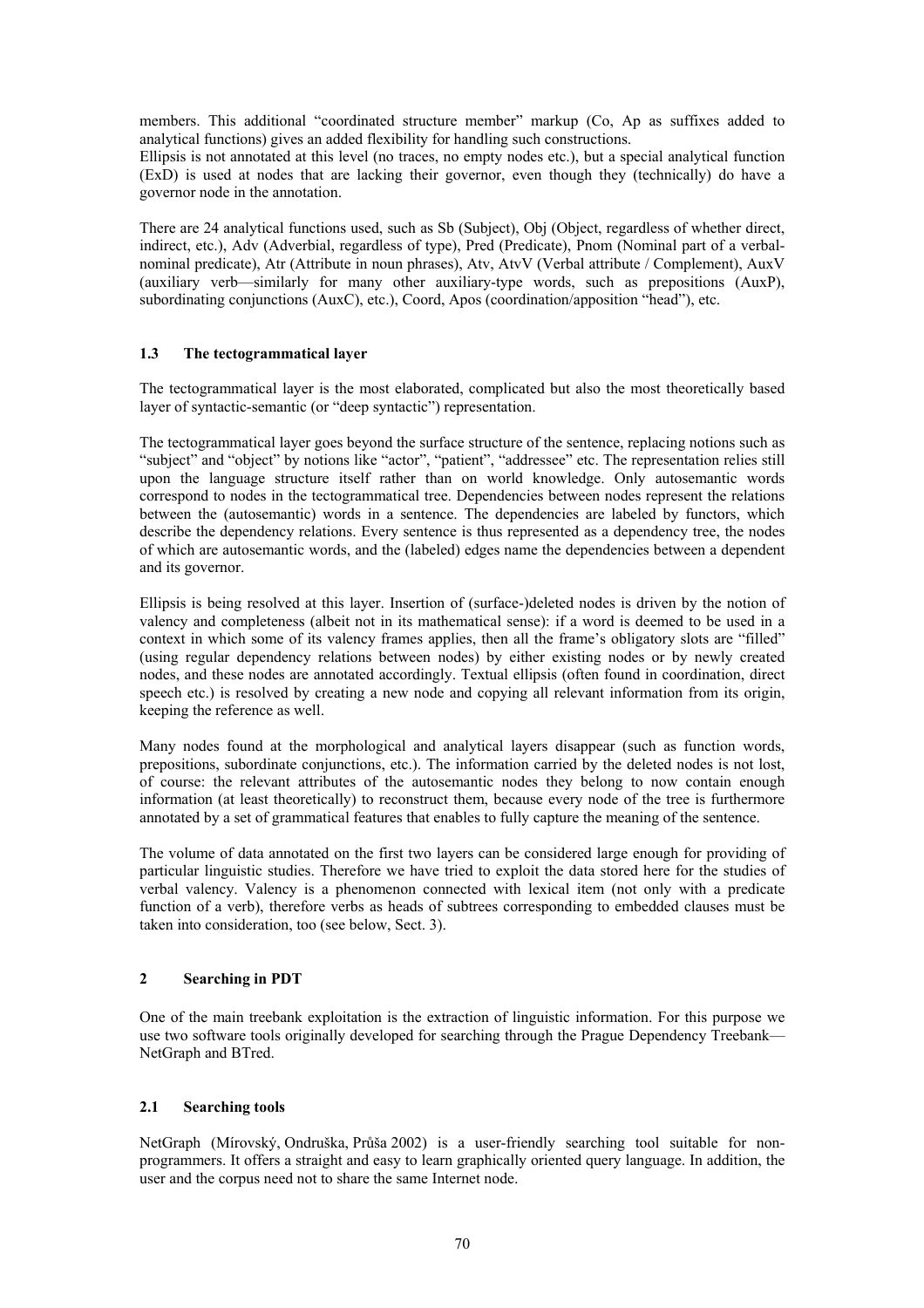members. This additional "coordinated structure member" markup (Co, Ap as suffixes added to analytical functions) gives an added flexibility for handling such constructions.
Ellipsis is not annotated at this level (no traces, no empty nodes etc.), but a special analytical function (ExD) is used at nodes that are lacking their governor, even though they (technically) do have a governor node in the annotation.

There are 24 analytical functions used, such as Sb (Subject), Obj (Object, regardless of whether direct, indirect, etc.), Adv (Adverbial, regardless of type), Pred (Predicate), Pnom (Nominal part of a verbal-nominal predicate), Atr (Attribute in noun phrases), Atv, AtvV (Verbal attribute / Complement), AuxV (auxiliary verb—similarly for many other auxiliary-type words, such as prepositions (AuxP), subordinating conjunctions (AuxC), etc.), Coord, Apos (coordination/apposition "head"), etc.

### 1.3 The tectogrammatical layer

The tectogrammatical layer is the most elaborated, complicated but also the most theoretically based layer of syntactic-semantic (or "deep syntactic") representation.

The tectogrammatical layer goes beyond the surface structure of the sentence, replacing notions such as "subject" and "object" by notions like "actor", "patient", "addressee" etc. The representation relies still upon the language structure itself rather than on world knowledge. Only autosemantic words correspond to nodes in the tectogrammatical tree. Dependencies between nodes represent the relations between the (autosemantic) words in a sentence. The dependencies are labeled by functors, which describe the dependency relations. Every sentence is thus represented as a dependency tree, the nodes of which are autosemantic words, and the (labeled) edges name the dependencies between a dependent and its governor.

Ellipsis is being resolved at this layer. Insertion of (surface-)deleted nodes is driven by the notion of valency and completeness (albeit not in its mathematical sense): if a word is deemed to be used in a context in which some of its valency frames applies, then all the frame's obligatory slots are "filled" (using regular dependency relations between nodes) by either existing nodes or by newly created nodes, and these nodes are annotated accordingly. Textual ellipsis (often found in coordination, direct speech etc.) is resolved by creating a new node and copying all relevant information from its origin, keeping the reference as well.

Many nodes found at the morphological and analytical layers disappear (such as function words, prepositions, subordinate conjunctions, etc.). The information carried by the deleted nodes is not lost, of course: the relevant attributes of the autosemantic nodes they belong to now contain enough information (at least theoretically) to reconstruct them, because every node of the tree is furthermore annotated by a set of grammatical features that enables to fully capture the meaning of the sentence.

The volume of data annotated on the first two layers can be considered large enough for providing of particular linguistic studies. Therefore we have tried to exploit the data stored here for the studies of verbal valency. Valency is a phenomenon connected with lexical item (not only with a predicate function of a verb), therefore verbs as heads of subtrees corresponding to embedded clauses must be taken into consideration, too (see below, Sect. 3).

## 2 Searching in PDT

One of the main treebank exploitation is the extraction of linguistic information. For this purpose we use two software tools originally developed for searching through the Prague Dependency Treebank—NetGraph and BTred.

### 2.1 Searching tools

NetGraph (Mírovský, Ondruška, Průša 2002) is a user-friendly searching tool suitable for non-programmers. It offers a straight and easy to learn graphically oriented query language. In addition, the user and the corpus need not to share the same Internet node.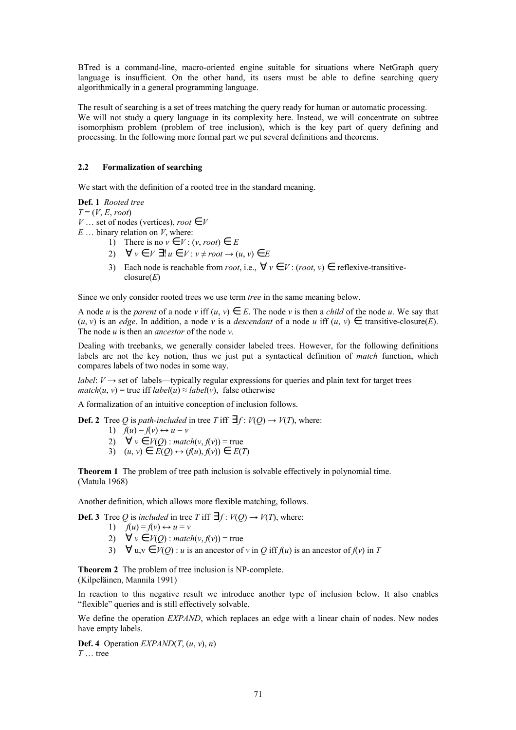BTred is a command-line, macro-oriented engine suitable for situations where NetGraph query language is insufficient. On the other hand, its users must be able to define searching query algorithmically in a general programming language.

The result of searching is a set of trees matching the query ready for human or automatic processing.
We will not study a query language in its complexity here. Instead, we will concentrate on subtree isomorphism problem (problem of tree inclusion), which is the key part of query defining and processing. In the following more formal part we put several definitions and theorems.

### 2.2 Formalization of searching

We start with the definition of a rooted tree in the standard meaning.

**Def. 1** *Rooted tree*
$T = (V, E, root)$
$V$ … set of nodes (vertices), $root \in V$
$E$ … binary relation on $V$, where:

1) There is no $v \in V : (v, root) \in E$
2) $\forall v \in V\ \exists! u \in V : v \neq root \rightarrow (u, v) \in E$
3) Each node is reachable from *root*, i.e., $\forall v \in V : (root, v) \in$ reflexive-transitive-closure($E$)

Since we only consider rooted trees we use term *tree* in the same meaning below.

A node $u$ is the *parent* of a node $v$ iff $(u, v) \in E$. The node $v$ is then a *child* of the node $u$. We say that $(u, v)$ is an *edge*. In addition, a node $v$ is a *descendant* of a node $u$ iff $(u, v) \in$ transitive-closure($E$). The node $u$ is then an *ancestor* of the node $v$.

Dealing with treebanks, we generally consider labeled trees. However, for the following definitions labels are not the key notion, thus we just put a syntactical definition of *match* function, which compares labels of two nodes in some way.

*label*: $V \rightarrow$ set of labels—typically regular expressions for queries and plain text for target trees
*match*$(u, v)$ = true iff *label*$(u) \approx$ *label*$(v)$, false otherwise

A formalization of an intuitive conception of inclusion follows.

**Def. 2** Tree $Q$ is *path-included* in tree $T$ iff $\exists f : V(Q) \rightarrow V(T)$, where:

1) $f(u) = f(v) \leftrightarrow u = v$
2) $\forall v \in V(Q) : match(v, f(v)) = \text{true}$
3) $(u, v) \in E(Q) \leftrightarrow (f(u), f(v)) \in E(T)$

**Theorem 1** The problem of tree path inclusion is solvable effectively in polynomial time.
(Matula 1968)

Another definition, which allows more flexible matching, follows.

**Def. 3** Tree $Q$ is *included* in tree $T$ iff $\exists f : V(Q) \rightarrow V(T)$, where:

1) $f(u) = f(v) \leftrightarrow u = v$
2) $\forall v \in V(Q) : match(v, f(v)) = \text{true}$
3) $\forall u,v \in V(Q)$ : $u$ is an ancestor of $v$ in $Q$ iff $f(u)$ is an ancestor of $f(v)$ in $T$

**Theorem 2** The problem of tree inclusion is NP-complete.
(Kilpeläinen, Mannila 1991)

In reaction to this negative result we introduce another type of inclusion below. It also enables "flexible" queries and is still effectively solvable.

We define the operation *EXPAND*, which replaces an edge with a linear chain of nodes. New nodes have empty labels.

**Def. 4** Operation *EXPAND*$(T, (u, v), n)$
$T$ … tree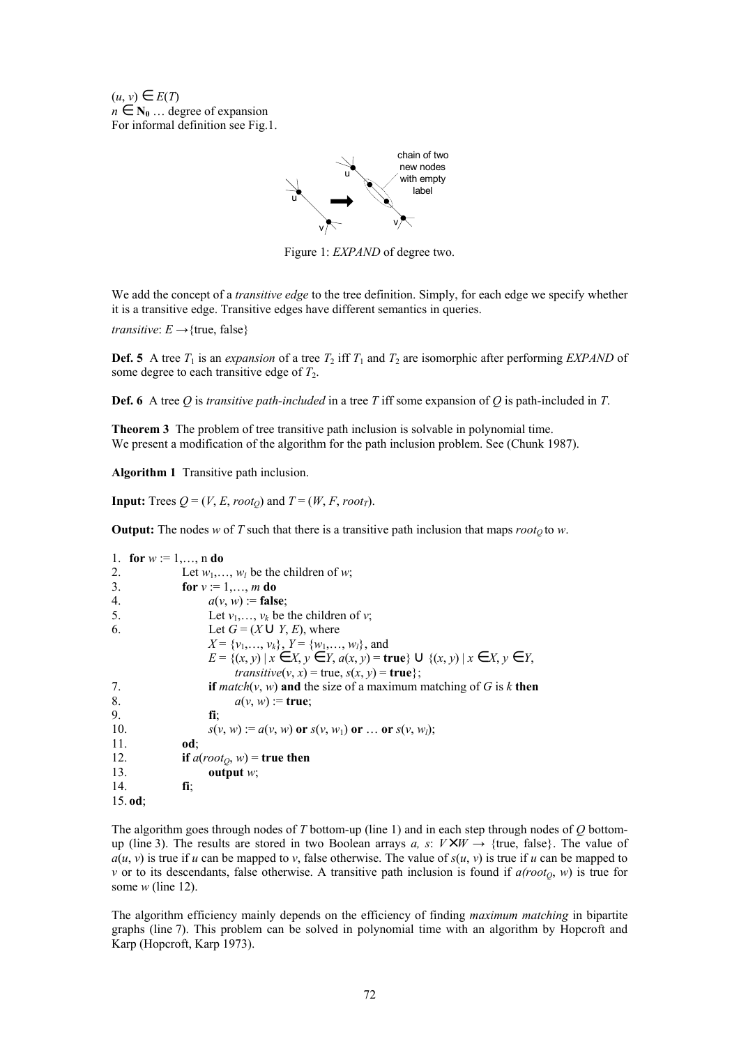$(u, v) \in E(T)$
$n \in \mathbf{N_0}$ … degree of expansion
For informal definition see Fig.1.

Figure 1: *EXPAND* of degree two.

We add the concept of a *transitive edge* to the tree definition. Simply, for each edge we specify whether it is a transitive edge. Transitive edges have different semantics in queries.

*transitive*: $E \rightarrow$ {true, false}

**Def. 5** A tree $T_1$ is an *expansion* of a tree $T_2$ iff $T_1$ and $T_2$ are isomorphic after performing *EXPAND* of some degree to each transitive edge of $T_2$.

**Def. 6** A tree $Q$ is *transitive path-included* in a tree $T$ iff some expansion of $Q$ is path-included in $T$.

**Theorem 3** The problem of tree transitive path inclusion is solvable in polynomial time.
We present a modification of the algorithm for the path inclusion problem. See (Chunk 1987).

**Algorithm 1** Transitive path inclusion.

**Input:** Trees $Q = (V, E, root_Q)$ and $T = (W, F, root_T)$.

**Output:** The nodes $w$ of $T$ such that there is a transitive path inclusion that maps $root_Q$ to $w$.

```
1.  for w := 1,…, n do
2.        Let w_1,…, w_l be the children of w;
3.        for v := 1,…, m do
4.              a(v, w) := false;
5.              Let v_1,…, v_k be the children of v;
6.              Let G = (X ∪ Y, E), where
                X = {v_1,…, v_k}, Y = {w_1,…, w_l}, and
                E = {(x, y) | x ∈ X, y ∈ Y, a(x, y) = true} ∪ {(x, y) | x ∈ X, y ∈ Y,
                      transitive(v, x) = true, s(x, y) = true};
7.              if match(v, w) and the size of a maximum matching of G is k then
8.                    a(v, w) := true;
9.              fi;
10.             s(v, w) := a(v, w) or s(v, w_1) or … or s(v, w_l);
11.       od;
12.       if a(root_Q, w) = true then
13.             output w;
14.       fi;
15. od;
```

The algorithm goes through nodes of $T$ bottom-up (line 1) and in each step through nodes of $Q$ bottom-up (line 3). The results are stored in two Boolean arrays $a$, $s$: $V \times W \rightarrow$ {true, false}. The value of $a(u, v)$ is true if $u$ can be mapped to $v$, false otherwise. The value of $s(u, v)$ is true if $u$ can be mapped to $v$ or to its descendants, false otherwise. A transitive path inclusion is found if $a(root_Q, w)$ is true for some $w$ (line 12).

The algorithm efficiency mainly depends on the efficiency of finding *maximum matching* in bipartite graphs (line 7). This problem can be solved in polynomial time with an algorithm by Hopcroft and Karp (Hopcroft, Karp 1973).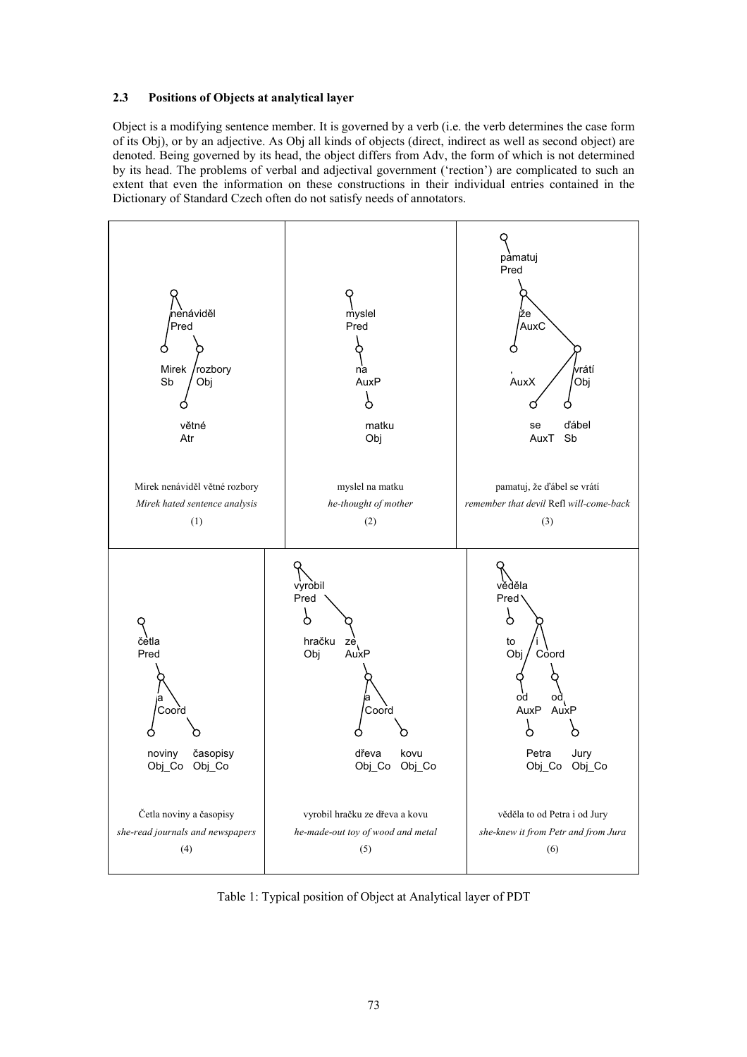### 2.3 Positions of Objects at analytical layer

Object is a modifying sentence member. It is governed by a verb (i.e. the verb determines the case form of its Obj), or by an adjective. As Obj all kinds of objects (direct, indirect as well as second object) are denoted. Being governed by its head, the object differs from Adv, the form of which is not determined by its head. The problems of verbal and adjectival government ('rection') are complicated to such an extent that even the information on these constructions in their individual entries contained in the Dictionary of Standard Czech often do not satisfy needs of annotators.

| | | |
|---|---|---|
| nenáviděl Pred → Mirek Sb; rozbory Obj → větné Atr | myslel Pred → na AuxP → matku Obj | pamatuj Pred → že AuxC → , AuxX; vrátí Obj → se AuxT; ďábel Sb |
| Mirek nenáviděl větné rozbory<br>*Mirek hated sentence analysis*<br>(1) | myslel na matku<br>*he-thought of mother*<br>(2) | pamatuj, že ďábel se vrátí<br>*remember that devil* Refl *will-come-back*<br>(3) |
| četla Pred → a Coord → noviny Obj_Co; časopisy Obj_Co | vyrobil Pred → hračku Obj; ze AuxP → a Coord → dřeva Obj_Co; kovu Obj_Co | věděla Pred → to Obj; i Coord → od AuxP → Petra Obj_Co; od AuxP → Jury Obj_Co |
| Četla noviny a časopisy<br>*she-read journals and newspapers*<br>(4) | vyrobil hračku ze dřeva a kovu<br>*he-made-out toy of wood and metal*<br>(5) | věděla to od Petra i od Jury<br>*she-knew it from Petr and from Jura*<br>(6) |

Table 1: Typical position of Object at Analytical layer of PDT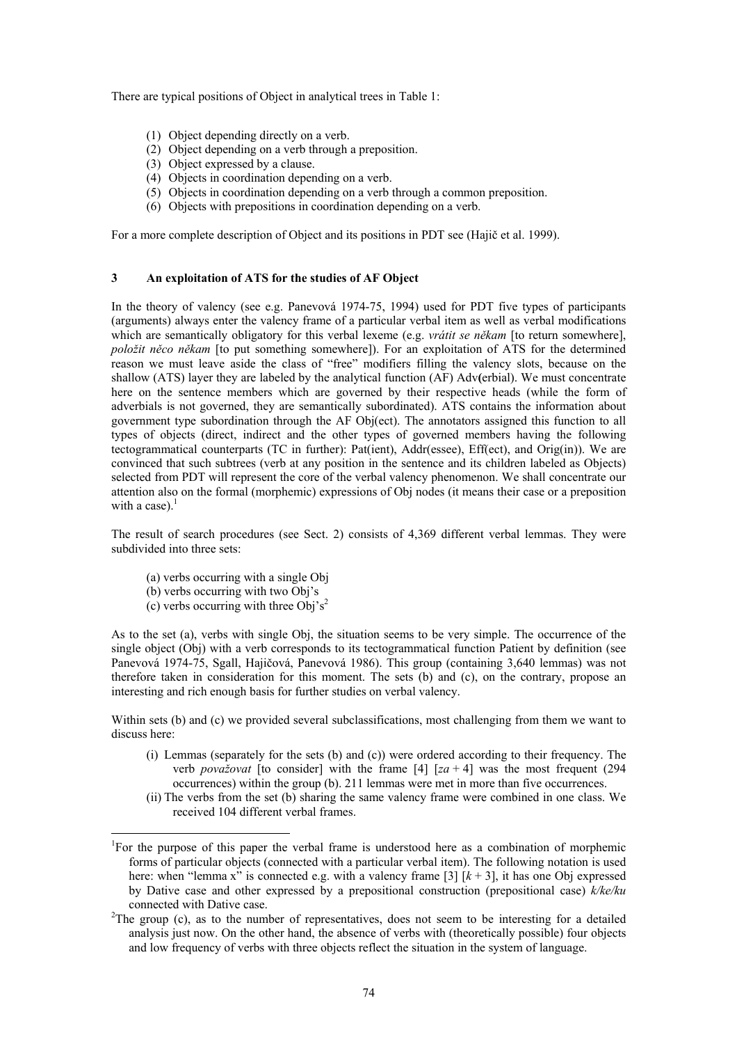There are typical positions of Object in analytical trees in Table 1:

1. Object depending directly on a verb.
2. Object depending on a verb through a preposition.
3. Object expressed by a clause.
4. Objects in coordination depending on a verb.
5. Objects in coordination depending on a verb through a common preposition.
6. Objects with prepositions in coordination depending on a verb.

For a more complete description of Object and its positions in PDT see (Hajič et al. 1999).

## 3 An exploitation of ATS for the studies of AF Object

In the theory of valency (see e.g. Panevová 1974-75, 1994) used for PDT five types of participants (arguments) always enter the valency frame of a particular verbal item as well as verbal modifications which are semantically obligatory for this verbal lexeme (e.g. *vrátit se někam* [to return somewhere], *položit něco někam* [to put something somewhere]). For an exploitation of ATS for the determined reason we must leave aside the class of "free" modifiers filling the valency slots, because on the shallow (ATS) layer they are labeled by the analytical function (AF) Adv**(**erbial). We must concentrate here on the sentence members which are governed by their respective heads (while the form of adverbials is not governed, they are semantically subordinated). ATS contains the information about government type subordination through the AF Obj(ect). The annotators assigned this function to all types of objects (direct, indirect and the other types of governed members having the following tectogrammatical counterparts (TC in further): Pat(ient), Addr(essee), Eff(ect), and Orig(in)). We are convinced that such subtrees (verb at any position in the sentence and its children labeled as Objects) selected from PDT will represent the core of the verbal valency phenomenon. We shall concentrate our attention also on the formal (morphemic) expressions of Obj nodes (it means their case or a preposition with a case).[1]

The result of search procedures (see Sect. 2) consists of 4,369 different verbal lemmas. They were subdivided into three sets:

(a) verbs occurring with a single Obj
(b) verbs occurring with two Obj's
(c) verbs occurring with three Obj's[2]

As to the set (a), verbs with single Obj, the situation seems to be very simple. The occurrence of the single object (Obj) with a verb corresponds to its tectogrammatical function Patient by definition (see Panevová 1974-75, Sgall, Hajičová, Panevová 1986). This group (containing 3,640 lemmas) was not therefore taken in consideration for this moment. The sets (b) and (c), on the contrary, propose an interesting and rich enough basis for further studies on verbal valency.

Within sets (b) and (c) we provided several subclassifications, most challenging from them we want to discuss here:

(i) Lemmas (separately for the sets (b) and (c)) were ordered according to their frequency. The verb *považovat* [to consider] with the frame [4] [*za* + 4] was the most frequent (294 occurrences) within the group (b). 211 lemmas were met in more than five occurrences.
(ii) The verbs from the set (b) sharing the same valency frame were combined in one class. We received 104 different verbal frames.

---

[1] For the purpose of this paper the verbal frame is understood here as a combination of morphemic forms of particular objects (connected with a particular verbal item). The following notation is used here: when "lemma x" is connected e.g. with a valency frame [3] [*k* + 3], it has one Obj expressed by Dative case and other expressed by a prepositional construction (prepositional case) *k/ke/ku* connected with Dative case.

[2] The group (c), as to the number of representatives, does not seem to be interesting for a detailed analysis just now. On the other hand, the absence of verbs with (theoretically possible) four objects and low frequency of verbs with three objects reflect the situation in the system of language.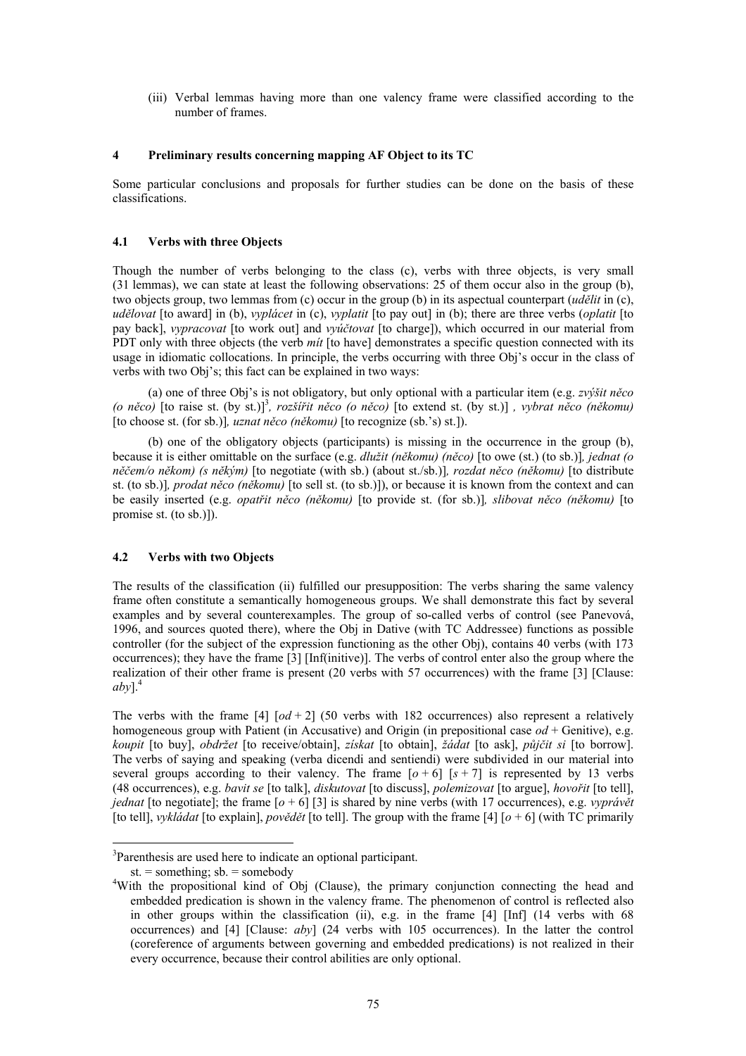(iii) Verbal lemmas having more than one valency frame were classified according to the number of frames.

## 4 Preliminary results concerning mapping AF Object to its TC

Some particular conclusions and proposals for further studies can be done on the basis of these classifications.

### 4.1 Verbs with three Objects

Though the number of verbs belonging to the class (c), verbs with three objects, is very small (31 lemmas), we can state at least the following observations: 25 of them occur also in the group (b), two objects group, two lemmas from (c) occur in the group (b) in its aspectual counterpart (*udělit* in (c), *udělovat* [to award] in (b), *vyplácet* in (c), *vyplatit* [to pay out] in (b); there are three verbs (*oplatit* [to pay back], *vypracovat* [to work out] and *vyúčtovat* [to charge]), which occurred in our material from PDT only with three objects (the verb *mít* [to have] demonstrates a specific question connected with its usage in idiomatic collocations. In principle, the verbs occurring with three Obj's occur in the class of verbs with two Obj's; this fact can be explained in two ways:

(a) one of three Obj's is not obligatory, but only optional with a particular item (e.g. *zvýšit něco (o něco)* [to raise st. (by st.)][3], *rozšířit něco (o něco)* [to extend st. (by st.)] , *vybrat něco (někomu)* [to choose st. (for sb.)], *uznat něco (někomu)* [to recognize (sb.'s) st.]).

(b) one of the obligatory objects (participants) is missing in the occurrence in the group (b), because it is either omittable on the surface (e.g. *dlužit (někomu) (něco)* [to owe (st.) (to sb.)], *jednat (o něčem/o někom) (s někým)* [to negotiate (with sb.) (about st./sb.)], *rozdat něco (někomu)* [to distribute st. (to sb.)], *prodat něco (někomu)* [to sell st. (to sb.)]), or because it is known from the context and can be easily inserted (e.g. *opatřit něco (někomu)* [to provide st. (for sb.)], *slibovat něco (někomu)* [to promise st. (to sb.)]).

### 4.2 Verbs with two Objects

The results of the classification (ii) fulfilled our presupposition: The verbs sharing the same valency frame often constitute a semantically homogeneous groups. We shall demonstrate this fact by several examples and by several counterexamples. The group of so-called verbs of control (see Panevová, 1996, and sources quoted there), where the Obj in Dative (with TC Addressee) functions as possible controller (for the subject of the expression functioning as the other Obj), contains 40 verbs (with 173 occurrences); they have the frame [3] [Inf(initive)]. The verbs of control enter also the group where the realization of their other frame is present (20 verbs with 57 occurrences) with the frame [3] [Clause: *aby*].[4]

The verbs with the frame [4] [*od* + 2] (50 verbs with 182 occurrences) also represent a relatively homogeneous group with Patient (in Accusative) and Origin (in prepositional case *od* + Genitive), e.g. *koupit* [to buy], *obdržet* [to receive/obtain], *získat* [to obtain], *žádat* [to ask], *půjčit si* [to borrow]. The verbs of saying and speaking (verba dicendi and sentiendi) were subdivided in our material into several groups according to their valency. The frame [*o* + 6] [*s* + 7] is represented by 13 verbs (48 occurrences), e.g. *bavit se* [to talk], *diskutovat* [to discuss], *polemizovat* [to argue], *hovořit* [to tell], *jednat* [to negotiate]; the frame [*o* + 6] [3] is shared by nine verbs (with 17 occurrences), e.g. *vyprávět* [to tell], *vykládat* [to explain], *povědět* [to tell]. The group with the frame [4] [*o* + 6] (with TC primarily

---

[3] Parenthesis are used here to indicate an optional participant.
st. = something; sb. = somebody

[4] With the propositional kind of Obj (Clause), the primary conjunction connecting the head and embedded predication is shown in the valency frame. The phenomenon of control is reflected also in other groups within the classification (ii), e.g. in the frame [4] [Inf] (14 verbs with 68 occurrences) and [4] [Clause: *aby*] (24 verbs with 105 occurrences). In the latter the control (coreference of arguments between governing and embedded predications) is not realized in their every occurrence, because their control abilities are only optional.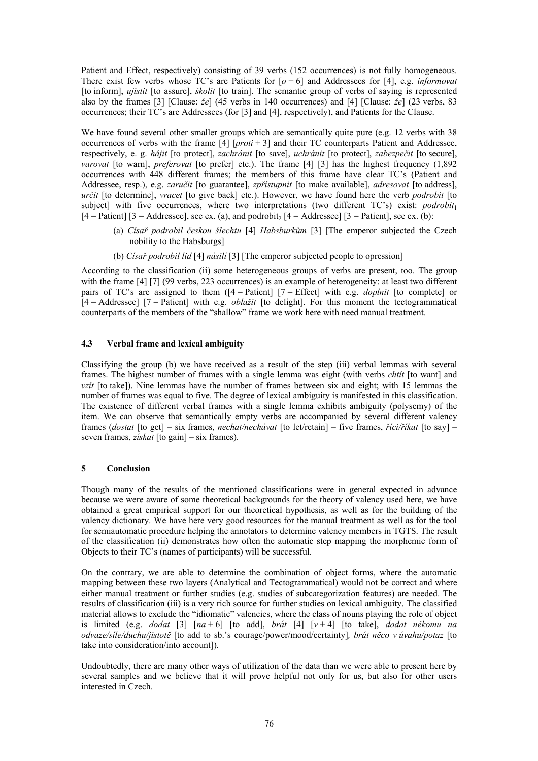Patient and Effect, respectively) consisting of 39 verbs (152 occurrences) is not fully homogeneous. There exist few verbs whose TC's are Patients for [*o* + 6] and Addressees for [4], e.g. *informovat* [to inform], *ujistit* [to assure], *školit* [to train]. The semantic group of verbs of saying is represented also by the frames [3] [Clause: *že*] (45 verbs in 140 occurrences) and [4] [Clause: *že*] (23 verbs, 83 occurrences; their TC's are Addressees (for [3] and [4], respectively), and Patients for the Clause.

We have found several other smaller groups which are semantically quite pure (e.g. 12 verbs with 38 occurrences of verbs with the frame [4] [*proti* + 3] and their TC counterparts Patient and Addressee, respectively, e. g. *hájit* [to protect], *zachránit* [to save], *uchránit* [to protect], *zabezpečit* [to secure], *varovat* [to warn], *preferovat* [to prefer] etc.). The frame [4] [3] has the highest frequency (1,892 occurrences with 448 different frames; the members of this frame have clear TC's (Patient and Addressee, resp.), e.g. *zaručit* [to guarantee], *zpřístupnit* [to make available], *adresovat* [to address], *určit* [to determine], *vracet* [to give back] etc.). However, we have found here the verb *podrobit* [to subject] with five occurrences, where two interpretations (two different TC's) exist: $podrobit_1$ [4 = Patient] [3 = Addressee], see ex. (a), and $podrobit_2$ [4 = Addressee] [3 = Patient], see ex. (b):

(a) *Císař podrobil českou šlechtu* [4] *Habsburkům* [3] [The emperor subjected the Czech nobility to the Habsburgs]

(b) *Císař podrobil lid* [4] *násilí* [3] [The emperor subjected people to opression]

According to the classification (ii) some heterogeneous groups of verbs are present, too. The group with the frame [4] [7] (99 verbs, 223 occurrences) is an example of heterogeneity: at least two different pairs of TC's are assigned to them ([4 = Patient] [7 = Effect] with e.g. *doplnit* [to complete] or [4 = Addressee] [7 = Patient] with e.g. *oblažit* [to delight]. For this moment the tectogrammatical counterparts of the members of the "shallow" frame we work here with need manual treatment.

### 4.3 Verbal frame and lexical ambiguity

Classifying the group (b) we have received as a result of the step (iii) verbal lemmas with several frames. The highest number of frames with a single lemma was eight (with verbs *chtít* [to want] and *vzít* [to take]). Nine lemmas have the number of frames between six and eight; with 15 lemmas the number of frames was equal to five. The degree of lexical ambiguity is manifested in this classification. The existence of different verbal frames with a single lemma exhibits ambiguity (polysemy) of the item. We can observe that semantically empty verbs are accompanied by several different valency frames (*dostat* [to get] – six frames, *nechat/nechávat* [to let/retain] – five frames, *říci/říkat* [to say] – seven frames, *získat* [to gain] – six frames).

## 5 Conclusion

Though many of the results of the mentioned classifications were in general expected in advance because we were aware of some theoretical backgrounds for the theory of valency used here, we have obtained a great empirical support for our theoretical hypothesis, as well as for the building of the valency dictionary. We have here very good resources for the manual treatment as well as for the tool for semiautomatic procedure helping the annotators to determine valency members in TGTS. The result of the classification (ii) demonstrates how often the automatic step mapping the morphemic form of Objects to their TC's (names of participants) will be successful.

On the contrary, we are able to determine the combination of object forms, where the automatic mapping between these two layers (Analytical and Tectogrammatical) would not be correct and where either manual treatment or further studies (e.g. studies of subcategorization features) are needed. The results of classification (iii) is a very rich source for further studies on lexical ambiguity. The classified material allows to exclude the "idiomatic" valencies, where the class of nouns playing the role of object is limited (e.g. *dodat* [3] [*na* + 6] [to add], *brát* [4] [*v* + 4] [to take], *dodat někomu na odvaze/síle/duchu/jistotě* [to add to sb.'s courage/power/mood/certainty]*, brát něco v úvahu/potaz* [to take into consideration/into account])*.*

Undoubtedly, there are many other ways of utilization of the data than we were able to present here by several samples and we believe that it will prove helpful not only for us, but also for other users interested in Czech.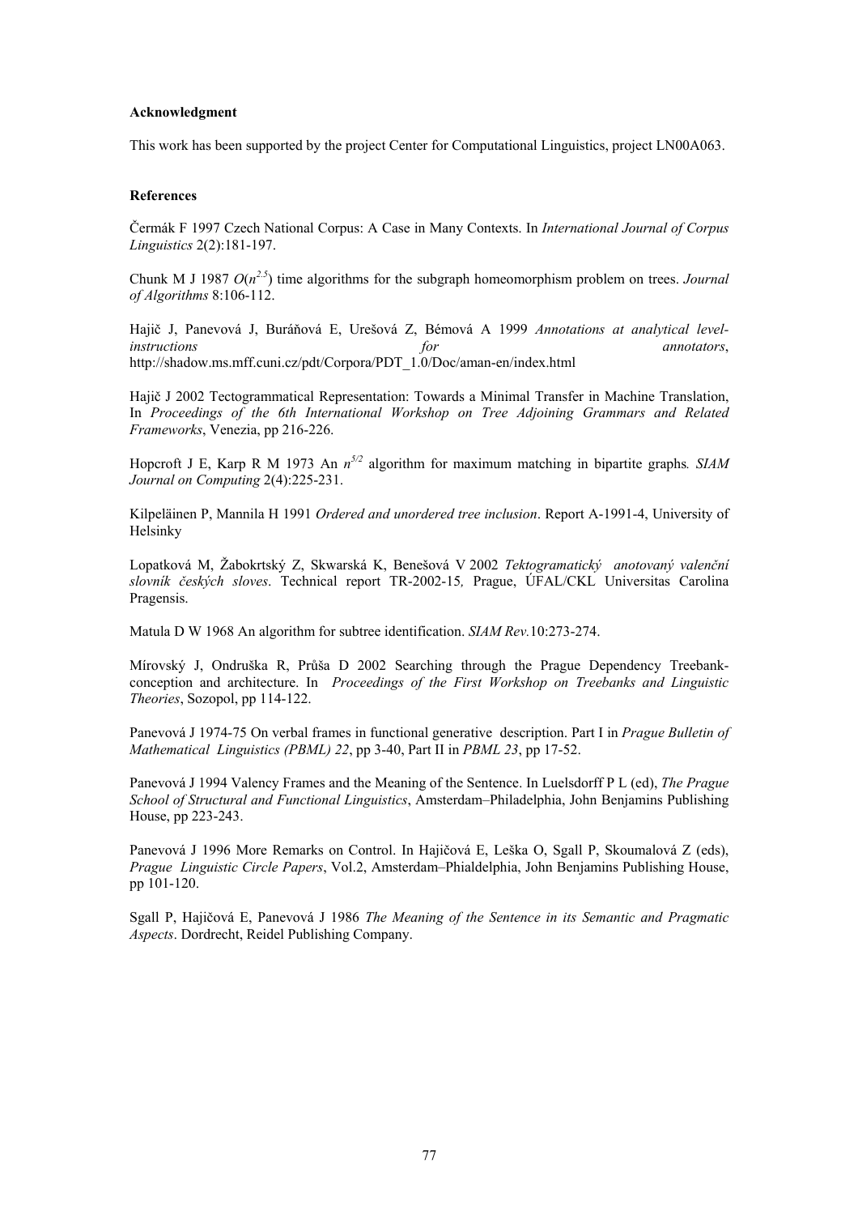**Acknowledgment**

This work has been supported by the project Center for Computational Linguistics, project LN00A063.

**References**

Čermák F 1997 Czech National Corpus: A Case in Many Contexts. In *International Journal of Corpus Linguistics* 2(2):181-197.

Chunk M J 1987 $O(n^{2.5})$ time algorithms for the subgraph homeomorphism problem on trees. *Journal of Algorithms* 8:106-112.

Hajič J, Panevová J, Buráňová E, Urešová Z, Bémová A 1999 *Annotations at analytical level-instructions for annotators*, http://shadow.ms.mff.cuni.cz/pdt/Corpora/PDT_1.0/Doc/aman-en/index.html

Hajič J 2002 Tectogrammatical Representation: Towards a Minimal Transfer in Machine Translation, In *Proceedings of the 6th International Workshop on Tree Adjoining Grammars and Related Frameworks*, Venezia, pp 216-226.

Hopcroft J E, Karp R M 1973 An $n^{5/2}$ algorithm for maximum matching in bipartite graphs*. SIAM Journal on Computing* 2(4):225-231.

Kilpeläinen P, Mannila H 1991 *Ordered and unordered tree inclusion*. Report A-1991-4, University of Helsinky

Lopatková M, Žabokrtský Z, Skwarská K, Benešová V 2002 *Tektogramatický anotovaný valenční slovník českých sloves*. Technical report TR-2002-15*,* Prague, ÚFAL/CKL Universitas Carolina Pragensis.

Matula D W 1968 An algorithm for subtree identification. *SIAM Rev.*10:273-274.

Mírovský J, Ondruška R, Průša D 2002 Searching through the Prague Dependency Treebank-conception and architecture. In *Proceedings of the First Workshop on Treebanks and Linguistic Theories*, Sozopol, pp 114-122.

Panevová J 1974-75 On verbal frames in functional generative description. Part I in *Prague Bulletin of Mathematical Linguistics (PBML) 22*, pp 3-40, Part II in *PBML 23*, pp 17-52.

Panevová J 1994 Valency Frames and the Meaning of the Sentence. In Luelsdorff P L (ed), *The Prague School of Structural and Functional Linguistics*, Amsterdam–Philadelphia, John Benjamins Publishing House, pp 223-243.

Panevová J 1996 More Remarks on Control. In Hajičová E, Leška O, Sgall P, Skoumalová Z (eds), *Prague Linguistic Circle Papers*, Vol.2, Amsterdam–Phialdelphia, John Benjamins Publishing House, pp 101-120.

Sgall P, Hajičová E, Panevová J 1986 *The Meaning of the Sentence in its Semantic and Pragmatic Aspects*. Dordrecht, Reidel Publishing Company.